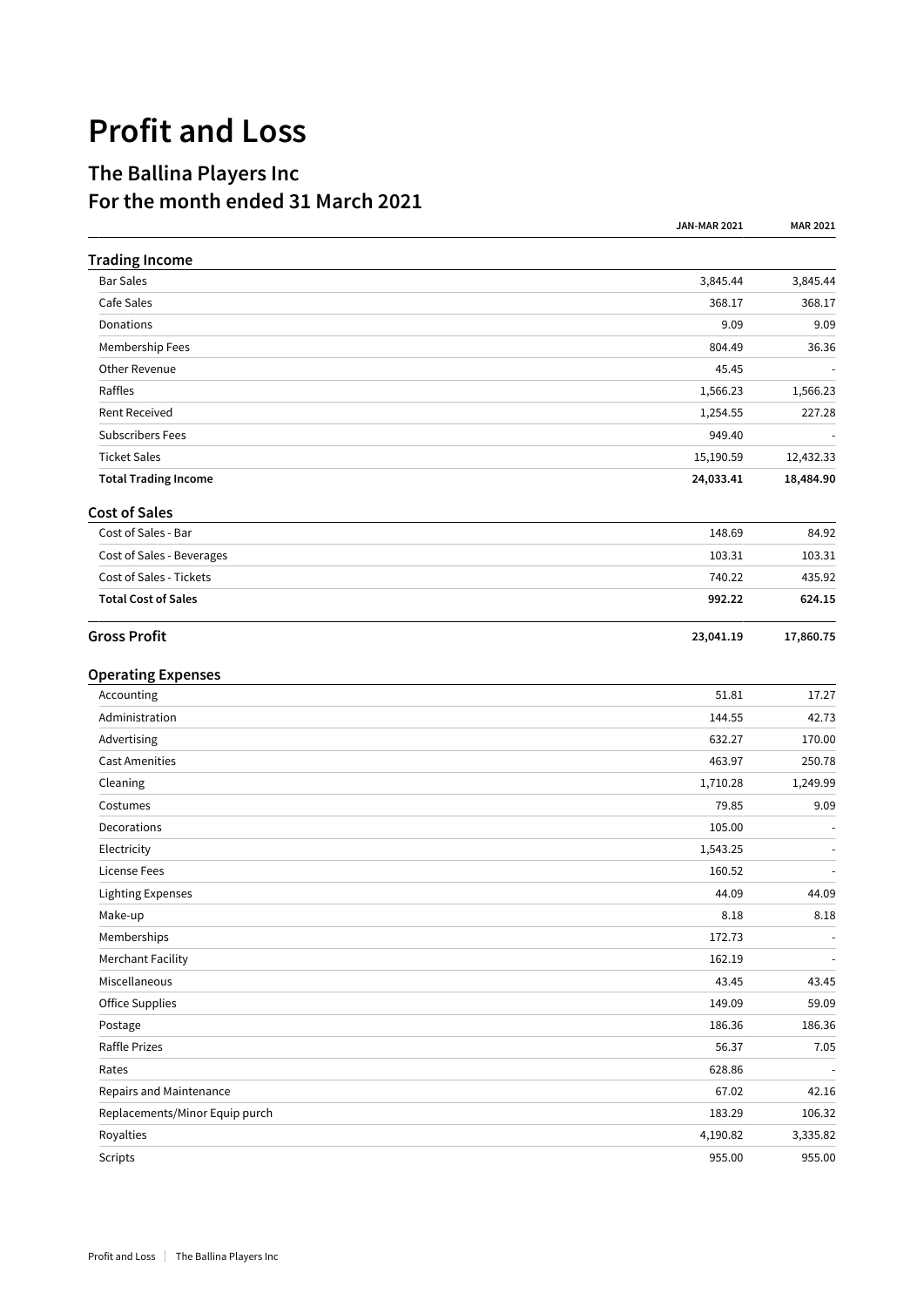# Profit and Loss

## The Ballina Players Inc
## For the month ended 31 March 2021

| | JAN-MAR 2021 | MAR 2021 |
|---|---|---|
| **Trading Income** | | |
| Bar Sales | 3,845.44 | 3,845.44 |
| Cafe Sales | 368.17 | 368.17 |
| Donations | 9.09 | 9.09 |
| Membership Fees | 804.49 | 36.36 |
| Other Revenue | 45.45 | - |
| Raffles | 1,566.23 | 1,566.23 |
| Rent Received | 1,254.55 | 227.28 |
| Subscribers Fees | 949.40 | - |
| Ticket Sales | 15,190.59 | 12,432.33 |
| **Total Trading Income** | **24,033.41** | **18,484.90** |
| **Cost of Sales** | | |
| Cost of Sales - Bar | 148.69 | 84.92 |
| Cost of Sales - Beverages | 103.31 | 103.31 |
| Cost of Sales - Tickets | 740.22 | 435.92 |
| **Total Cost of Sales** | **992.22** | **624.15** |
| **Gross Profit** | **23,041.19** | **17,860.75** |
| **Operating Expenses** | | |
| Accounting | 51.81 | 17.27 |
| Administration | 144.55 | 42.73 |
| Advertising | 632.27 | 170.00 |
| Cast Amenities | 463.97 | 250.78 |
| Cleaning | 1,710.28 | 1,249.99 |
| Costumes | 79.85 | 9.09 |
| Decorations | 105.00 | - |
| Electricity | 1,543.25 | - |
| License Fees | 160.52 | - |
| Lighting Expenses | 44.09 | 44.09 |
| Make-up | 8.18 | 8.18 |
| Memberships | 172.73 | - |
| Merchant Facility | 162.19 | - |
| Miscellaneous | 43.45 | 43.45 |
| Office Supplies | 149.09 | 59.09 |
| Postage | 186.36 | 186.36 |
| Raffle Prizes | 56.37 | 7.05 |
| Rates | 628.86 | - |
| Repairs and Maintenance | 67.02 | 42.16 |
| Replacements/Minor Equip purch | 183.29 | 106.32 |
| Royalties | 4,190.82 | 3,335.82 |
| Scripts | 955.00 | 955.00 |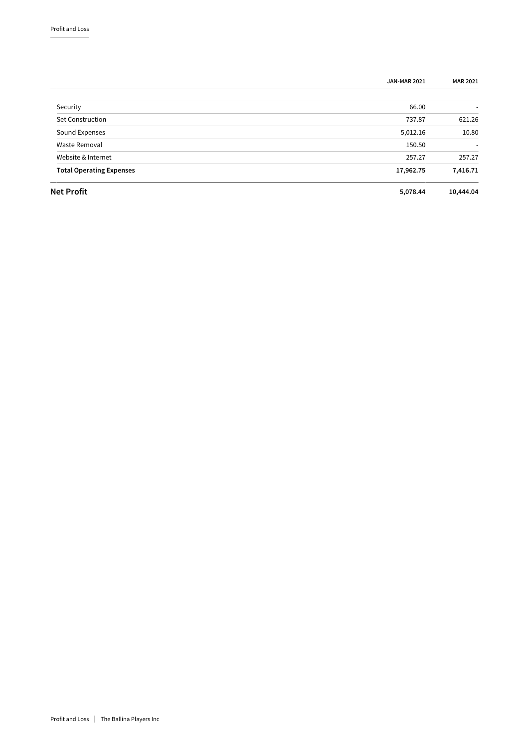| | JAN-MAR 2021 | MAR 2021 |
|---|---|---|
| Security | 66.00 | - |
| Set Construction | 737.87 | 621.26 |
| Sound Expenses | 5,012.16 | 10.80 |
| Waste Removal | 150.50 | - |
| Website & Internet | 257.27 | 257.27 |
| **Total Operating Expenses** | **17,962.75** | **7,416.71** |
| **Net Profit** | **5,078.44** | **10,444.04** |